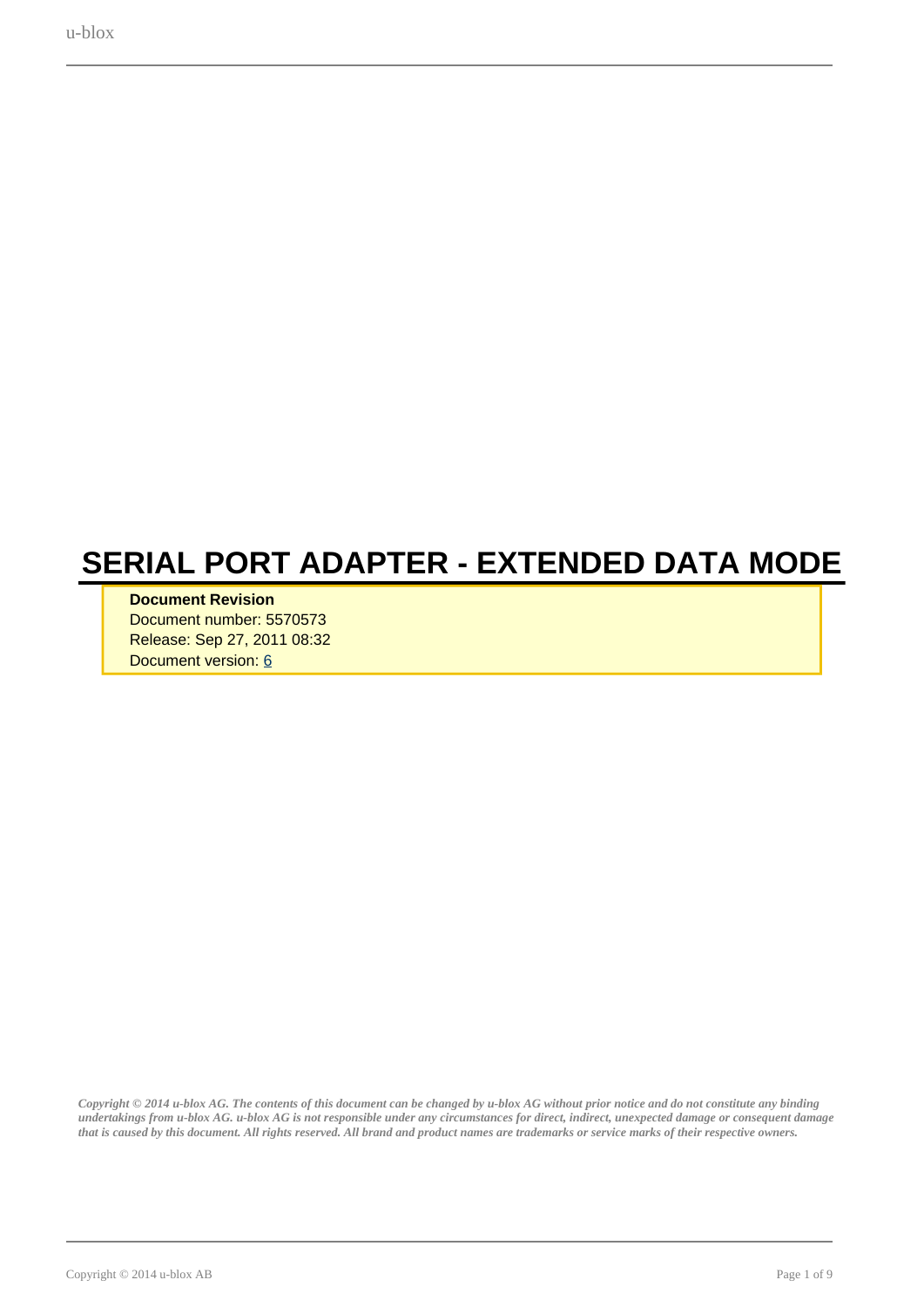# SERIAL PORT ADAPTER - EXTENDED DATA MODE

**Document Revision**
Document number: 5570573
Release: Sep 27, 2011 08:32
Document version: 6

***Copyright © 2014 u-blox AG. The contents of this document can be changed by u-blox AG without prior notice and do not constitute any binding undertakings from u-blox AG. u-blox AG is not responsible under any circumstances for direct, indirect, unexpected damage or consequent damage that is caused by this document. All rights reserved. All brand and product names are trademarks or service marks of their respective owners.***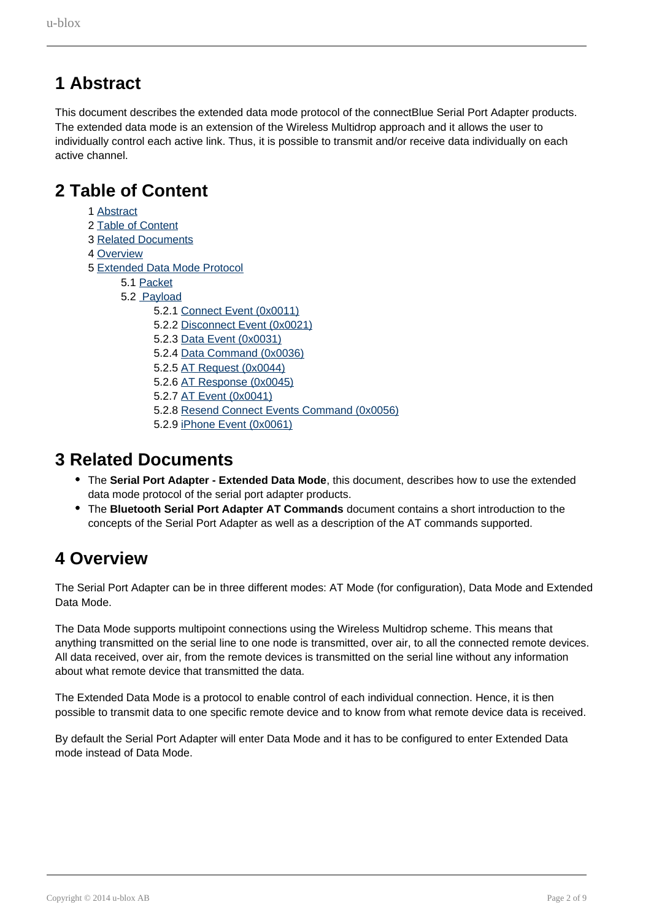# 1 Abstract

This document describes the extended data mode protocol of the connectBlue Serial Port Adapter products. The extended data mode is an extension of the Wireless Multidrop approach and it allows the user to individually control each active link. Thus, it is possible to transmit and/or receive data individually on each active channel.

# 2 Table of Content

- 1 Abstract
- 2 Table of Content
- 3 Related Documents
- 4 Overview
- 5 Extended Data Mode Protocol
  - 5.1 Packet
  - 5.2 Payload
    - 5.2.1 Connect Event (0x0011)
    - 5.2.2 Disconnect Event (0x0021)
    - 5.2.3 Data Event (0x0031)
    - 5.2.4 Data Command (0x0036)
    - 5.2.5 AT Request (0x0044)
    - 5.2.6 AT Response (0x0045)
    - 5.2.7 AT Event (0x0041)
    - 5.2.8 Resend Connect Events Command (0x0056)
    - 5.2.9 iPhone Event (0x0061)

# 3 Related Documents

- The **Serial Port Adapter - Extended Data Mode**, this document, describes how to use the extended data mode protocol of the serial port adapter products.
- The **Bluetooth Serial Port Adapter AT Commands** document contains a short introduction to the concepts of the Serial Port Adapter as well as a description of the AT commands supported.

# 4 Overview

The Serial Port Adapter can be in three different modes: AT Mode (for configuration), Data Mode and Extended Data Mode.

The Data Mode supports multipoint connections using the Wireless Multidrop scheme. This means that anything transmitted on the serial line to one node is transmitted, over air, to all the connected remote devices. All data received, over air, from the remote devices is transmitted on the serial line without any information about what remote device that transmitted the data.

The Extended Data Mode is a protocol to enable control of each individual connection. Hence, it is then possible to transmit data to one specific remote device and to know from what remote device data is received.

By default the Serial Port Adapter will enter Data Mode and it has to be configured to enter Extended Data mode instead of Data Mode.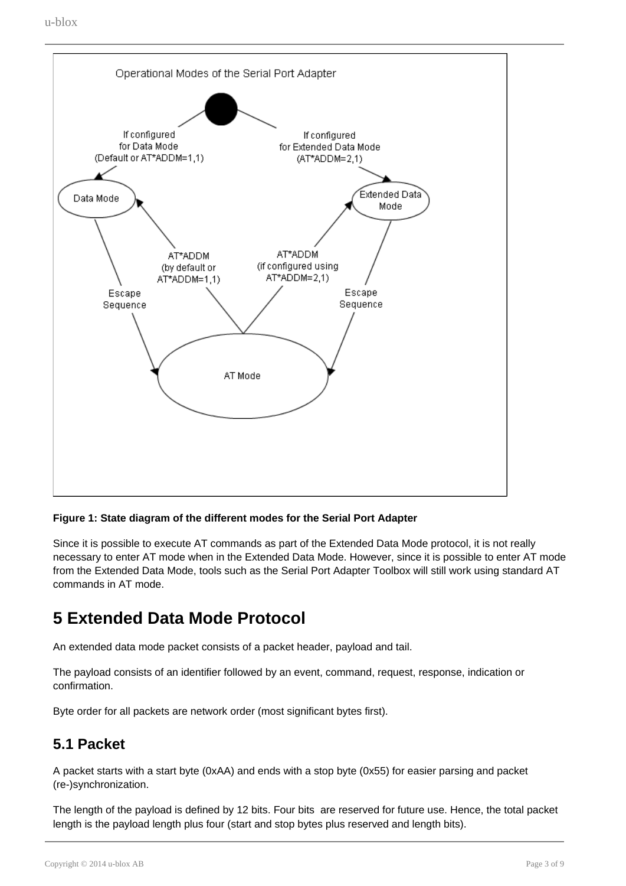**Figure 1: State diagram of the different modes for the Serial Port Adapter**

Since it is possible to execute AT commands as part of the Extended Data Mode protocol, it is not really necessary to enter AT mode when in the Extended Data Mode. However, since it is possible to enter AT mode from the Extended Data Mode, tools such as the Serial Port Adapter Toolbox will still work using standard AT commands in AT mode.

# 5 Extended Data Mode Protocol

An extended data mode packet consists of a packet header, payload and tail.

The payload consists of an identifier followed by an event, command, request, response, indication or confirmation.

Byte order for all packets are network order (most significant bytes first).

## 5.1 Packet

A packet starts with a start byte (0xAA) and ends with a stop byte (0x55) for easier parsing and packet (re-)synchronization.

The length of the payload is defined by 12 bits. Four bits are reserved for future use. Hence, the total packet length is the payload length plus four (start and stop bytes plus reserved and length bits).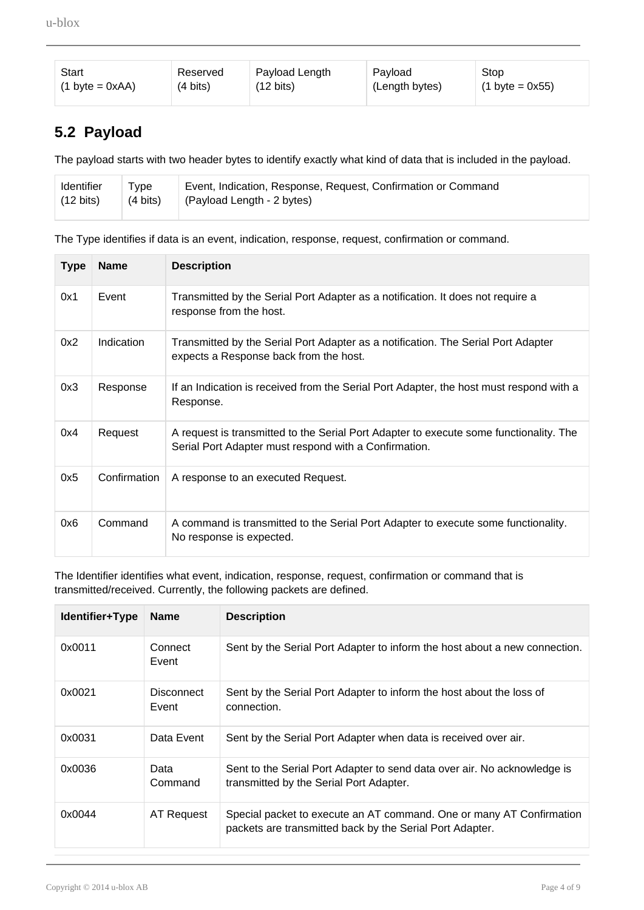| Start (1 byte = 0xAA) | Reserved (4 bits) | Payload Length (12 bits) | Payload (Length bytes) | Stop (1 byte = 0x55) |
|---|---|---|---|---|

## 5.2 Payload

The payload starts with two header bytes to identify exactly what kind of data that is included in the payload.

| Identifier (12 bits) | Type (4 bits) | Event, Indication, Response, Request, Confirmation or Command (Payload Length - 2 bytes) |
|---|---|---|

The Type identifies if data is an event, indication, response, request, confirmation or command.

| Type | Name | Description |
|---|---|---|
| 0x1 | Event | Transmitted by the Serial Port Adapter as a notification. It does not require a response from the host. |
| 0x2 | Indication | Transmitted by the Serial Port Adapter as a notification. The Serial Port Adapter expects a Response back from the host. |
| 0x3 | Response | If an Indication is received from the Serial Port Adapter, the host must respond with a Response. |
| 0x4 | Request | A request is transmitted to the Serial Port Adapter to execute some functionality. The Serial Port Adapter must respond with a Confirmation. |
| 0x5 | Confirmation | A response to an executed Request. |
| 0x6 | Command | A command is transmitted to the Serial Port Adapter to execute some functionality. No response is expected. |

The Identifier identifies what event, indication, response, request, confirmation or command that is transmitted/received. Currently, the following packets are defined.

| Identifier+Type | Name | Description |
|---|---|---|
| 0x0011 | Connect Event | Sent by the Serial Port Adapter to inform the host about a new connection. |
| 0x0021 | Disconnect Event | Sent by the Serial Port Adapter to inform the host about the loss of connection. |
| 0x0031 | Data Event | Sent by the Serial Port Adapter when data is received over air. |
| 0x0036 | Data Command | Sent to the Serial Port Adapter to send data over air. No acknowledge is transmitted by the Serial Port Adapter. |
| 0x0044 | AT Request | Special packet to execute an AT command. One or many AT Confirmation packets are transmitted back by the Serial Port Adapter. |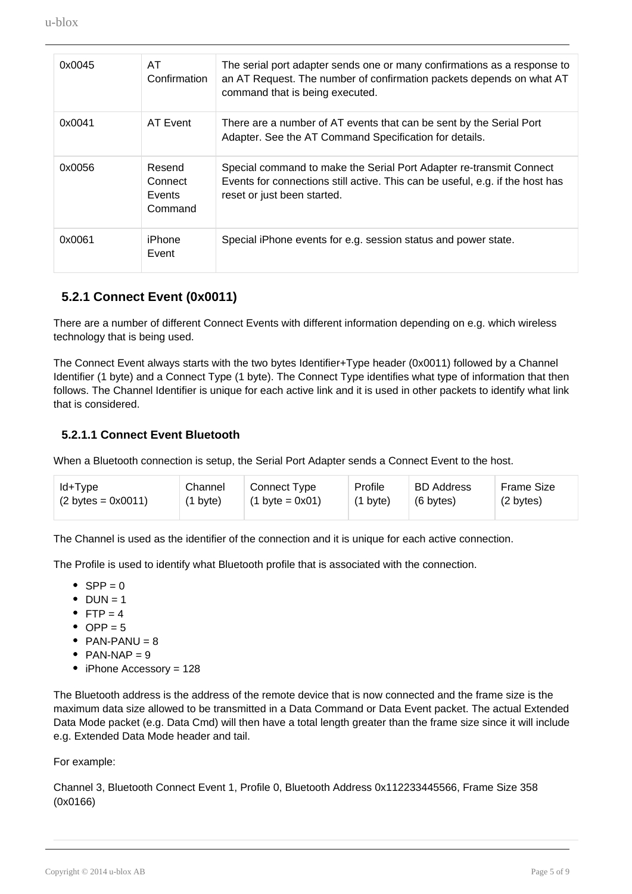| | | |
|---|---|---|
| 0x0045 | AT Confirmation | The serial port adapter sends one or many confirmations as a response to an AT Request. The number of confirmation packets depends on what AT command that is being executed. |
| 0x0041 | AT Event | There are a number of AT events that can be sent by the Serial Port Adapter. See the AT Command Specification for details. |
| 0x0056 | Resend Connect Events Command | Special command to make the Serial Port Adapter re-transmit Connect Events for connections still active. This can be useful, e.g. if the host has reset or just been started. |
| 0x0061 | iPhone Event | Special iPhone events for e.g. session status and power state. |

### 5.2.1 Connect Event (0x0011)

There are a number of different Connect Events with different information depending on e.g. which wireless technology that is being used.

The Connect Event always starts with the two bytes Identifier+Type header (0x0011) followed by a Channel Identifier (1 byte) and a Connect Type (1 byte). The Connect Type identifies what type of information that then follows. The Channel Identifier is unique for each active link and it is used in other packets to identify what link that is considered.

#### 5.2.1.1 Connect Event Bluetooth

When a Bluetooth connection is setup, the Serial Port Adapter sends a Connect Event to the host.

| Id+Type (2 bytes = 0x0011) | Channel (1 byte) | Connect Type (1 byte = 0x01) | Profile (1 byte) | BD Address (6 bytes) | Frame Size (2 bytes) |
|---|---|---|---|---|---|

The Channel is used as the identifier of the connection and it is unique for each active connection.

The Profile is used to identify what Bluetooth profile that is associated with the connection.

- SPP = 0
- DUN = 1
- FTP = 4
- OPP = 5
- PAN-PANU = 8
- PAN-NAP = 9
- iPhone Accessory = 128

The Bluetooth address is the address of the remote device that is now connected and the frame size is the maximum data size allowed to be transmitted in a Data Command or Data Event packet. The actual Extended Data Mode packet (e.g. Data Cmd) will then have a total length greater than the frame size since it will include e.g. Extended Data Mode header and tail.

For example:

Channel 3, Bluetooth Connect Event 1, Profile 0, Bluetooth Address 0x112233445566, Frame Size 358 (0x0166)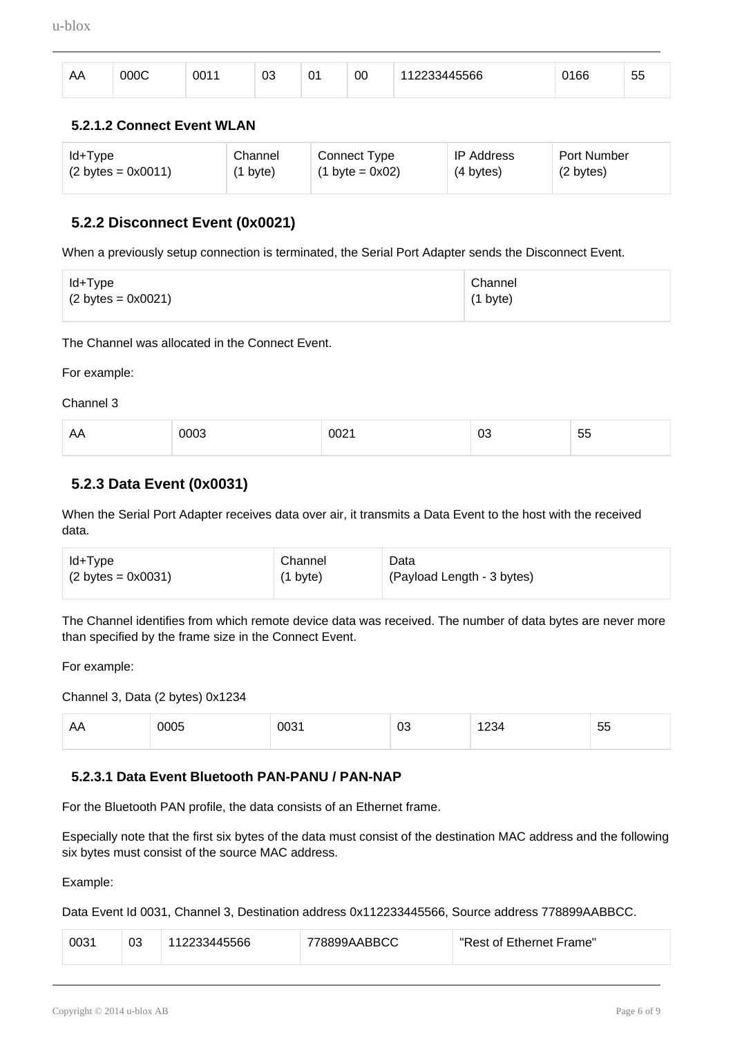| AA | 000C | 0011 | 03 | 01 | 00 | 112233445566 | 0166 | 55 |
|---|---|---|---|---|---|---|---|---|

#### 5.2.1.2 Connect Event WLAN

| Id+Type (2 bytes = 0x0011) | Channel (1 byte) | Connect Type (1 byte = 0x02) | IP Address (4 bytes) | Port Number (2 bytes) |
|---|---|---|---|---|

### 5.2.2 Disconnect Event (0x0021)

When a previously setup connection is terminated, the Serial Port Adapter sends the Disconnect Event.

| Id+Type (2 bytes = 0x0021) | Channel (1 byte) |
|---|---|

The Channel was allocated in the Connect Event.

For example:

Channel 3

| AA | 0003 | 0021 | 03 | 55 |
|---|---|---|---|---|

### 5.2.3 Data Event (0x0031)

When the Serial Port Adapter receives data over air, it transmits a Data Event to the host with the received data.

| Id+Type (2 bytes = 0x0031) | Channel (1 byte) | Data (Payload Length - 3 bytes) |
|---|---|---|

The Channel identifies from which remote device data was received. The number of data bytes are never more than specified by the frame size in the Connect Event.

For example:

Channel 3, Data (2 bytes) 0x1234

| AA | 0005 | 0031 | 03 | 1234 | 55 |
|---|---|---|---|---|---|

#### 5.2.3.1 Data Event Bluetooth PAN-PANU / PAN-NAP

For the Bluetooth PAN profile, the data consists of an Ethernet frame.

Especially note that the first six bytes of the data must consist of the destination MAC address and the following six bytes must consist of the source MAC address.

Example:

Data Event Id 0031, Channel 3, Destination address 0x112233445566, Source address 778899AABBCC.

| 0031 | 03 | 112233445566 | 778899AABBCC | "Rest of Ethernet Frame" |
|---|---|---|---|---|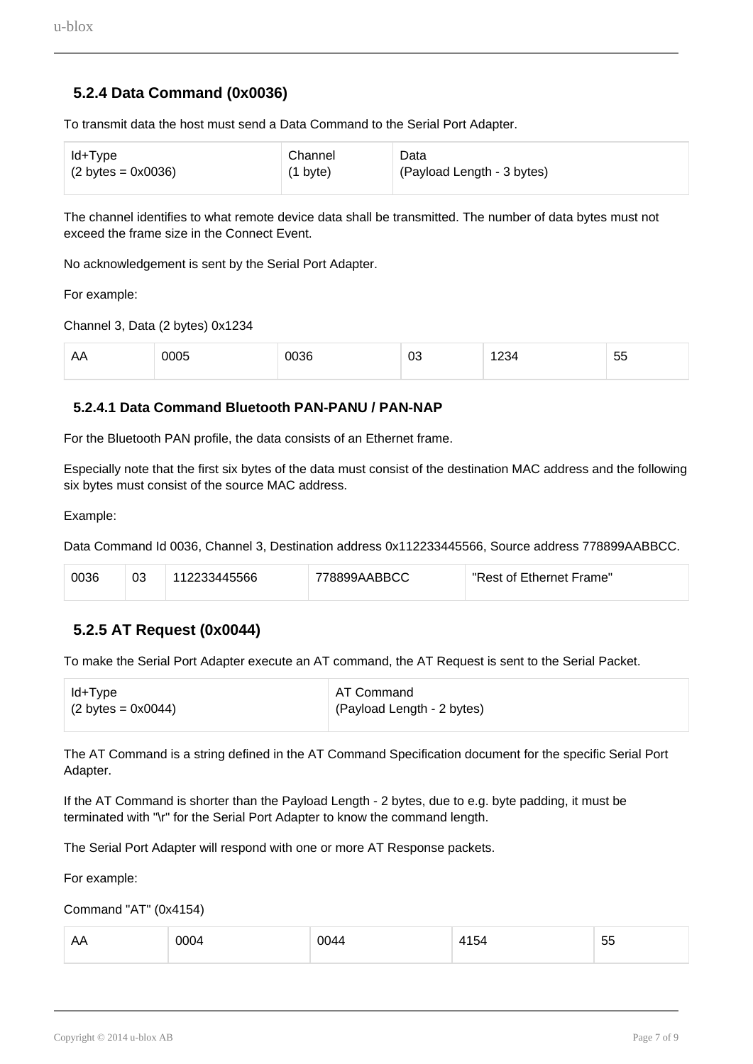### 5.2.4 Data Command (0x0036)

To transmit data the host must send a Data Command to the Serial Port Adapter.

| Id+Type<br>(2 bytes = 0x0036) | Channel<br>(1 byte) | Data<br>(Payload Length - 3 bytes) |
|---|---|---|

The channel identifies to what remote device data shall be transmitted. The number of data bytes must not exceed the frame size in the Connect Event.

No acknowledgement is sent by the Serial Port Adapter.

For example:

Channel 3, Data (2 bytes) 0x1234

| AA | 0005 | 0036 | 03 | 1234 | 55 |
|---|---|---|---|---|---|

#### 5.2.4.1 Data Command Bluetooth PAN-PANU / PAN-NAP

For the Bluetooth PAN profile, the data consists of an Ethernet frame.

Especially note that the first six bytes of the data must consist of the destination MAC address and the following six bytes must consist of the source MAC address.

Example:

Data Command Id 0036, Channel 3, Destination address 0x112233445566, Source address 778899AABBCC.

| 0036 | 03 | 112233445566 | 778899AABBCC | "Rest of Ethernet Frame" |
|---|---|---|---|---|

### 5.2.5 AT Request (0x0044)

To make the Serial Port Adapter execute an AT command, the AT Request is sent to the Serial Packet.

| Id+Type<br>(2 bytes = 0x0044) | AT Command<br>(Payload Length - 2 bytes) |
|---|---|

The AT Command is a string defined in the AT Command Specification document for the specific Serial Port Adapter.

If the AT Command is shorter than the Payload Length - 2 bytes, due to e.g. byte padding, it must be terminated with "\r" for the Serial Port Adapter to know the command length.

The Serial Port Adapter will respond with one or more AT Response packets.

For example:

Command "AT" (0x4154)

| AA | 0004 | 0044 | 4154 | 55 |
|---|---|---|---|---|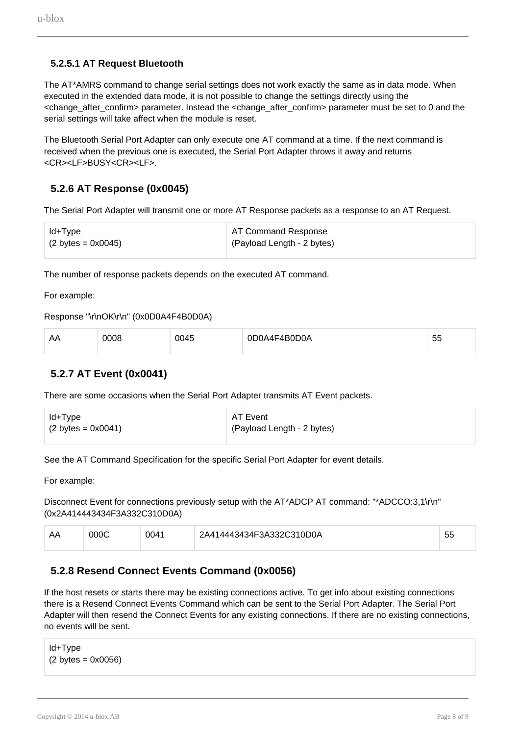#### 5.2.5.1 AT Request Bluetooth

The AT*AMRS command to change serial settings does not work exactly the same as in data mode. When executed in the extended data mode, it is not possible to change the settings directly using the <change_after_confirm> parameter. Instead the <change_after_confirm> parameter must be set to 0 and the serial settings will take affect when the module is reset.

The Bluetooth Serial Port Adapter can only execute one AT command at a time. If the next command is received when the previous one is executed, the Serial Port Adapter throws it away and returns <CR><LF>BUSY<CR><LF>.

### 5.2.6 AT Response (0x0045)

The Serial Port Adapter will transmit one or more AT Response packets as a response to an AT Request.

| Id+Type<br>(2 bytes = 0x0045) | AT Command Response<br>(Payload Length - 2 bytes) |
|---|---|

The number of response packets depends on the executed AT command.

For example:

Response "\r\nOK\r\n" (0x0D0A4F4B0D0A)

| AA | 0008 | 0045 | 0D0A4F4B0D0A | 55 |
|---|---|---|---|---|

### 5.2.7 AT Event (0x0041)

There are some occasions when the Serial Port Adapter transmits AT Event packets.

| Id+Type<br>(2 bytes = 0x0041) | AT Event<br>(Payload Length - 2 bytes) |
|---|---|

See the AT Command Specification for the specific Serial Port Adapter for event details.

For example:

Disconnect Event for connections previously setup with the AT*ADCP AT command: "*ADCCO:3,1\r\n" (0x2A414443434F3A332C310D0A)

| AA | 000C | 0041 | 2A414443434F3A332C310D0A | 55 |
|---|---|---|---|---|

### 5.2.8 Resend Connect Events Command (0x0056)

If the host resets or starts there may be existing connections active. To get info about existing connections there is a Resend Connect Events Command which can be sent to the Serial Port Adapter. The Serial Port Adapter will then resend the Connect Events for any existing connections. If there are no existing connections, no events will be sent.

| Id+Type<br>(2 bytes = 0x0056) |
|---|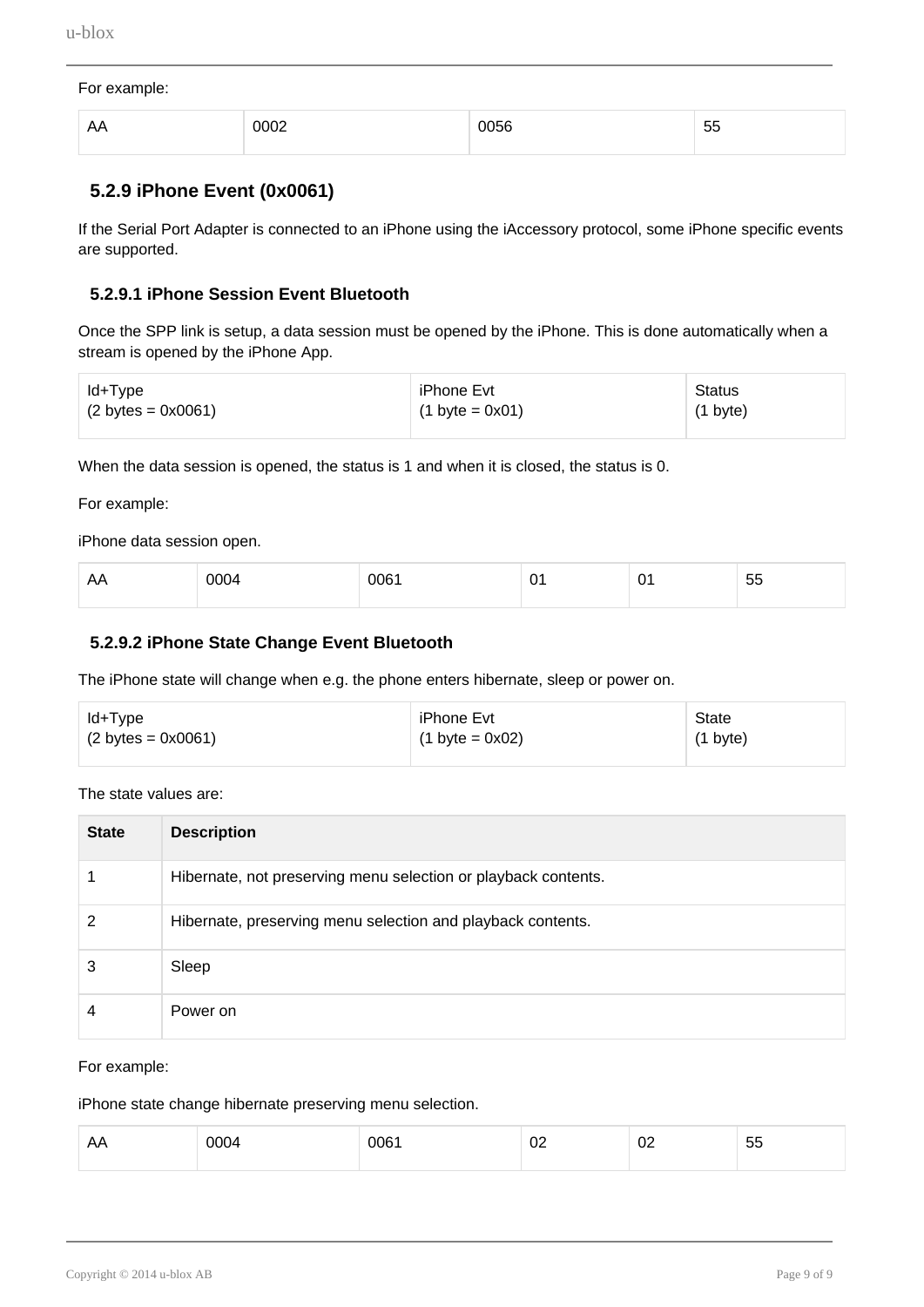For example:

| | | | |
|---|---|---|---|
| AA | 0002 | 0056 | 55 |

### 5.2.9 iPhone Event (0x0061)

If the Serial Port Adapter is connected to an iPhone using the iAccessory protocol, some iPhone specific events are supported.

#### 5.2.9.1 iPhone Session Event Bluetooth

Once the SPP link is setup, a data session must be opened by the iPhone. This is done automatically when a stream is opened by the iPhone App.

| | | |
|---|---|---|
| Id+Type<br>(2 bytes = 0x0061) | iPhone Evt<br>(1 byte = 0x01) | Status<br>(1 byte) |

When the data session is opened, the status is 1 and when it is closed, the status is 0.

For example:

iPhone data session open.

| | | | | |
|---|---|---|---|---|
| AA | 0004 | 0061 | 01 | 01 | 55 |

#### 5.2.9.2 iPhone State Change Event Bluetooth

The iPhone state will change when e.g. the phone enters hibernate, sleep or power on.

| | | |
|---|---|---|
| Id+Type<br>(2 bytes = 0x0061) | iPhone Evt<br>(1 byte = 0x02) | State<br>(1 byte) |

The state values are:

| State | Description |
|---|---|
| 1 | Hibernate, not preserving menu selection or playback contents. |
| 2 | Hibernate, preserving menu selection and playback contents. |
| 3 | Sleep |
| 4 | Power on |

For example:

iPhone state change hibernate preserving menu selection.

| | | | | | |
|---|---|---|---|---|---|
| AA | 0004 | 0061 | 02 | 02 | 55 |